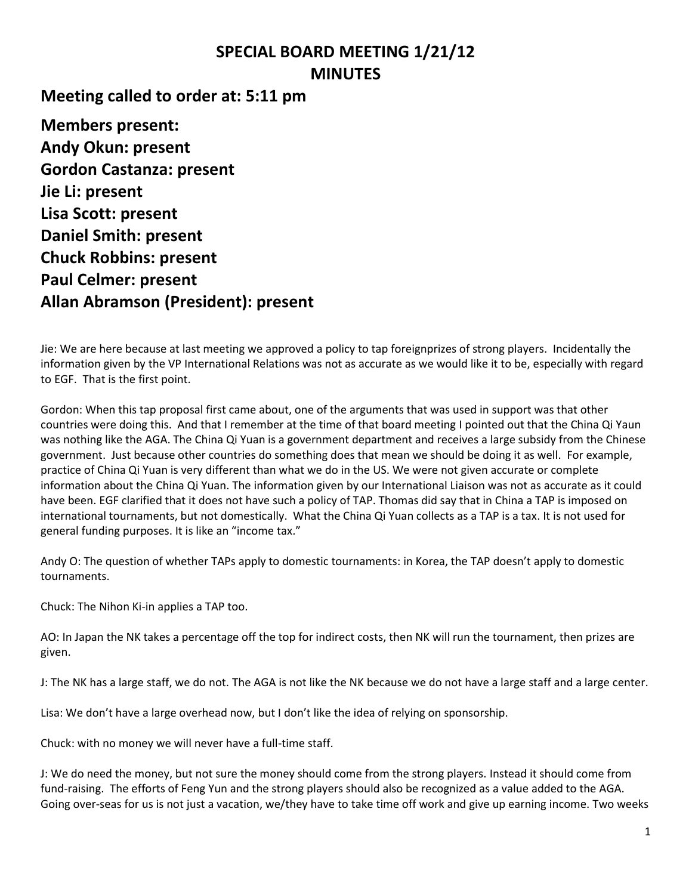# SPECIAL BOARD MEETING 1/21/12
# MINUTES

## Meeting called to order at: 5:11 pm

**Members present:**
**Andy Okun: present**
**Gordon Castanza: present**
**Jie Li: present**
**Lisa Scott: present**
**Daniel Smith: present**
**Chuck Robbins: present**
**Paul Celmer: present**
**Allan Abramson (President): present**

Jie: We are here because at last meeting we approved a policy to tap foreignprizes of strong players. Incidentally the information given by the VP International Relations was not as accurate as we would like it to be, especially with regard to EGF. That is the first point.

Gordon: When this tap proposal first came about, one of the arguments that was used in support was that other countries were doing this. And that I remember at the time of that board meeting I pointed out that the China Qi Yaun was nothing like the AGA. The China Qi Yuan is a government department and receives a large subsidy from the Chinese government. Just because other countries do something does that mean we should be doing it as well. For example, practice of China Qi Yuan is very different than what we do in the US. We were not given accurate or complete information about the China Qi Yuan. The information given by our International Liaison was not as accurate as it could have been. EGF clarified that it does not have such a policy of TAP. Thomas did say that in China a TAP is imposed on international tournaments, but not domestically. What the China Qi Yuan collects as a TAP is a tax. It is not used for general funding purposes. It is like an "income tax."

Andy O: The question of whether TAPs apply to domestic tournaments: in Korea, the TAP doesn't apply to domestic tournaments.

Chuck: The Nihon Ki-in applies a TAP too.

AO: In Japan the NK takes a percentage off the top for indirect costs, then NK will run the tournament, then prizes are given.

J: The NK has a large staff, we do not. The AGA is not like the NK because we do not have a large staff and a large center.

Lisa: We don't have a large overhead now, but I don't like the idea of relying on sponsorship.

Chuck: with no money we will never have a full-time staff.

J: We do need the money, but not sure the money should come from the strong players. Instead it should come from fund-raising. The efforts of Feng Yun and the strong players should also be recognized as a value added to the AGA. Going over-seas for us is not just a vacation, we/they have to take time off work and give up earning income. Two weeks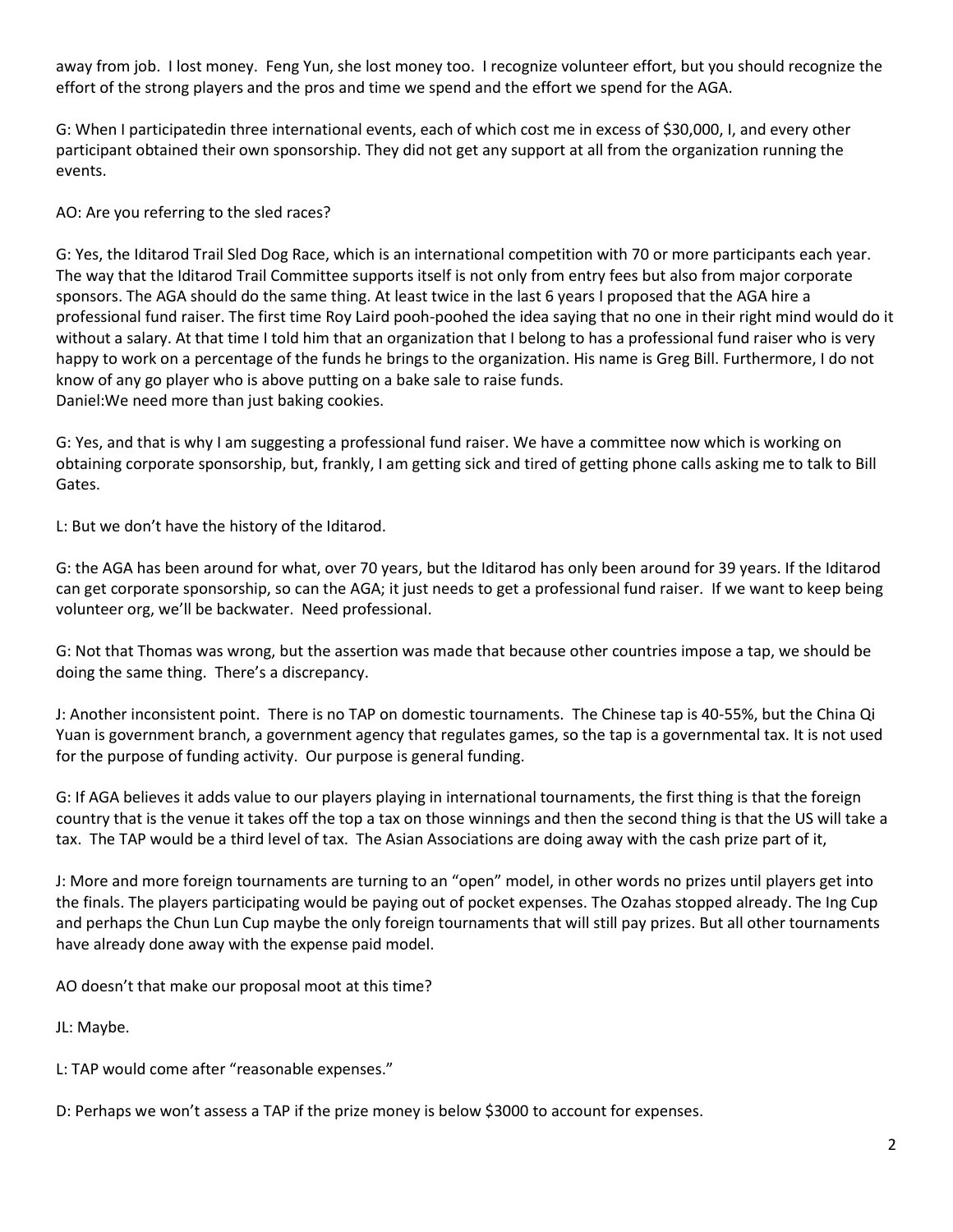away from job. I lost money. Feng Yun, she lost money too. I recognize volunteer effort, but you should recognize the effort of the strong players and the pros and time we spend and the effort we spend for the AGA.

G: When I participatedin three international events, each of which cost me in excess of $30,000, I, and every other participant obtained their own sponsorship. They did not get any support at all from the organization running the events.

AO: Are you referring to the sled races?

G: Yes, the Iditarod Trail Sled Dog Race, which is an international competition with 70 or more participants each year. The way that the Iditarod Trail Committee supports itself is not only from entry fees but also from major corporate sponsors. The AGA should do the same thing. At least twice in the last 6 years I proposed that the AGA hire a professional fund raiser. The first time Roy Laird pooh-poohed the idea saying that no one in their right mind would do it without a salary. At that time I told him that an organization that I belong to has a professional fund raiser who is very happy to work on a percentage of the funds he brings to the organization. His name is Greg Bill. Furthermore, I do not know of any go player who is above putting on a bake sale to raise funds.
Daniel:We need more than just baking cookies.

G: Yes, and that is why I am suggesting a professional fund raiser. We have a committee now which is working on obtaining corporate sponsorship, but, frankly, I am getting sick and tired of getting phone calls asking me to talk to Bill Gates.

L: But we don't have the history of the Iditarod.

G: the AGA has been around for what, over 70 years, but the Iditarod has only been around for 39 years. If the Iditarod can get corporate sponsorship, so can the AGA; it just needs to get a professional fund raiser. If we want to keep being volunteer org, we'll be backwater. Need professional.

G: Not that Thomas was wrong, but the assertion was made that because other countries impose a tap, we should be doing the same thing. There's a discrepancy.

J: Another inconsistent point. There is no TAP on domestic tournaments. The Chinese tap is 40-55%, but the China Qi Yuan is government branch, a government agency that regulates games, so the tap is a governmental tax. It is not used for the purpose of funding activity. Our purpose is general funding.

G: If AGA believes it adds value to our players playing in international tournaments, the first thing is that the foreign country that is the venue it takes off the top a tax on those winnings and then the second thing is that the US will take a tax. The TAP would be a third level of tax. The Asian Associations are doing away with the cash prize part of it,

J: More and more foreign tournaments are turning to an "open" model, in other words no prizes until players get into the finals. The players participating would be paying out of pocket expenses. The Ozahas stopped already. The Ing Cup and perhaps the Chun Lun Cup maybe the only foreign tournaments that will still pay prizes. But all other tournaments have already done away with the expense paid model.

AO doesn't that make our proposal moot at this time?

JL: Maybe.

L: TAP would come after "reasonable expenses."

D: Perhaps we won't assess a TAP if the prize money is below $3000 to account for expenses.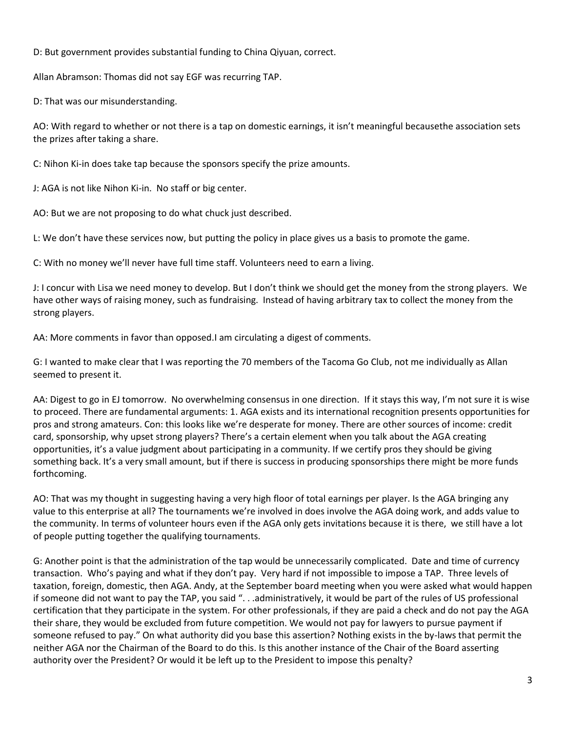D: But government provides substantial funding to China Qiyuan, correct.

Allan Abramson: Thomas did not say EGF was recurring TAP.

D: That was our misunderstanding.

AO: With regard to whether or not there is a tap on domestic earnings, it isn't meaningful becausethe association sets the prizes after taking a share.

C: Nihon Ki-in does take tap because the sponsors specify the prize amounts.

J: AGA is not like Nihon Ki-in. No staff or big center.

AO: But we are not proposing to do what chuck just described.

L: We don't have these services now, but putting the policy in place gives us a basis to promote the game.

C: With no money we'll never have full time staff. Volunteers need to earn a living.

J: I concur with Lisa we need money to develop. But I don't think we should get the money from the strong players. We have other ways of raising money, such as fundraising. Instead of having arbitrary tax to collect the money from the strong players.

AA: More comments in favor than opposed.I am circulating a digest of comments.

G: I wanted to make clear that I was reporting the 70 members of the Tacoma Go Club, not me individually as Allan seemed to present it.

AA: Digest to go in EJ tomorrow. No overwhelming consensus in one direction. If it stays this way, I'm not sure it is wise to proceed. There are fundamental arguments: 1. AGA exists and its international recognition presents opportunities for pros and strong amateurs. Con: this looks like we're desperate for money. There are other sources of income: credit card, sponsorship, why upset strong players? There's a certain element when you talk about the AGA creating opportunities, it's a value judgment about participating in a community. If we certify pros they should be giving something back. It's a very small amount, but if there is success in producing sponsorships there might be more funds forthcoming.

AO: That was my thought in suggesting having a very high floor of total earnings per player. Is the AGA bringing any value to this enterprise at all? The tournaments we're involved in does involve the AGA doing work, and adds value to the community. In terms of volunteer hours even if the AGA only gets invitations because it is there, we still have a lot of people putting together the qualifying tournaments.

G: Another point is that the administration of the tap would be unnecessarily complicated. Date and time of currency transaction. Who's paying and what if they don't pay. Very hard if not impossible to impose a TAP. Three levels of taxation, foreign, domestic, then AGA. Andy, at the September board meeting when you were asked what would happen if someone did not want to pay the TAP, you said ". . .administratively, it would be part of the rules of US professional certification that they participate in the system. For other professionals, if they are paid a check and do not pay the AGA their share, they would be excluded from future competition. We would not pay for lawyers to pursue payment if someone refused to pay." On what authority did you base this assertion? Nothing exists in the by-laws that permit the neither AGA nor the Chairman of the Board to do this. Is this another instance of the Chair of the Board asserting authority over the President? Or would it be left up to the President to impose this penalty?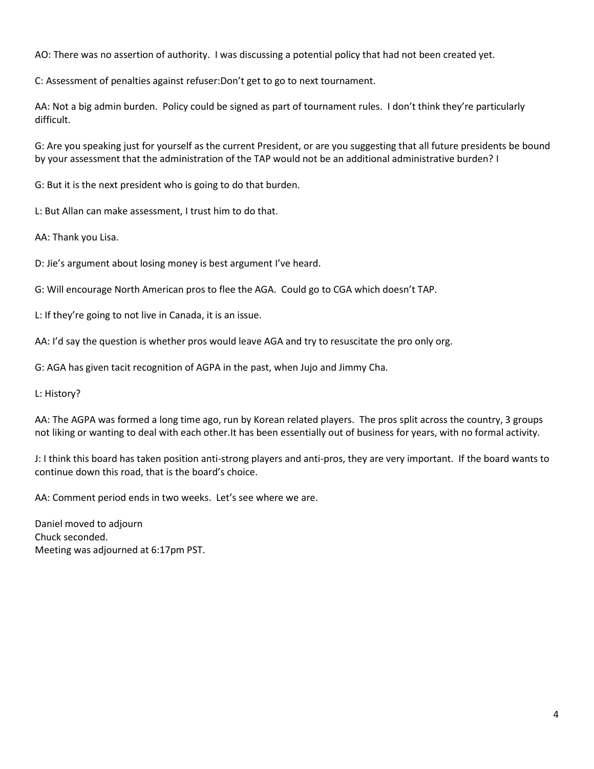AO: There was no assertion of authority. I was discussing a potential policy that had not been created yet.

C: Assessment of penalties against refuser:Don't get to go to next tournament.

AA: Not a big admin burden. Policy could be signed as part of tournament rules. I don't think they're particularly difficult.

G: Are you speaking just for yourself as the current President, or are you suggesting that all future presidents be bound by your assessment that the administration of the TAP would not be an additional administrative burden? I

G: But it is the next president who is going to do that burden.

L: But Allan can make assessment, I trust him to do that.

AA: Thank you Lisa.

D: Jie's argument about losing money is best argument I've heard.

G: Will encourage North American pros to flee the AGA. Could go to CGA which doesn't TAP.

L: If they're going to not live in Canada, it is an issue.

AA: I'd say the question is whether pros would leave AGA and try to resuscitate the pro only org.

G: AGA has given tacit recognition of AGPA in the past, when Jujo and Jimmy Cha.

L: History?

AA: The AGPA was formed a long time ago, run by Korean related players. The pros split across the country, 3 groups not liking or wanting to deal with each other.It has been essentially out of business for years, with no formal activity.

J: I think this board has taken position anti-strong players and anti-pros, they are very important. If the board wants to continue down this road, that is the board's choice.

AA: Comment period ends in two weeks. Let's see where we are.

Daniel moved to adjourn
Chuck seconded.
Meeting was adjourned at 6:17pm PST.